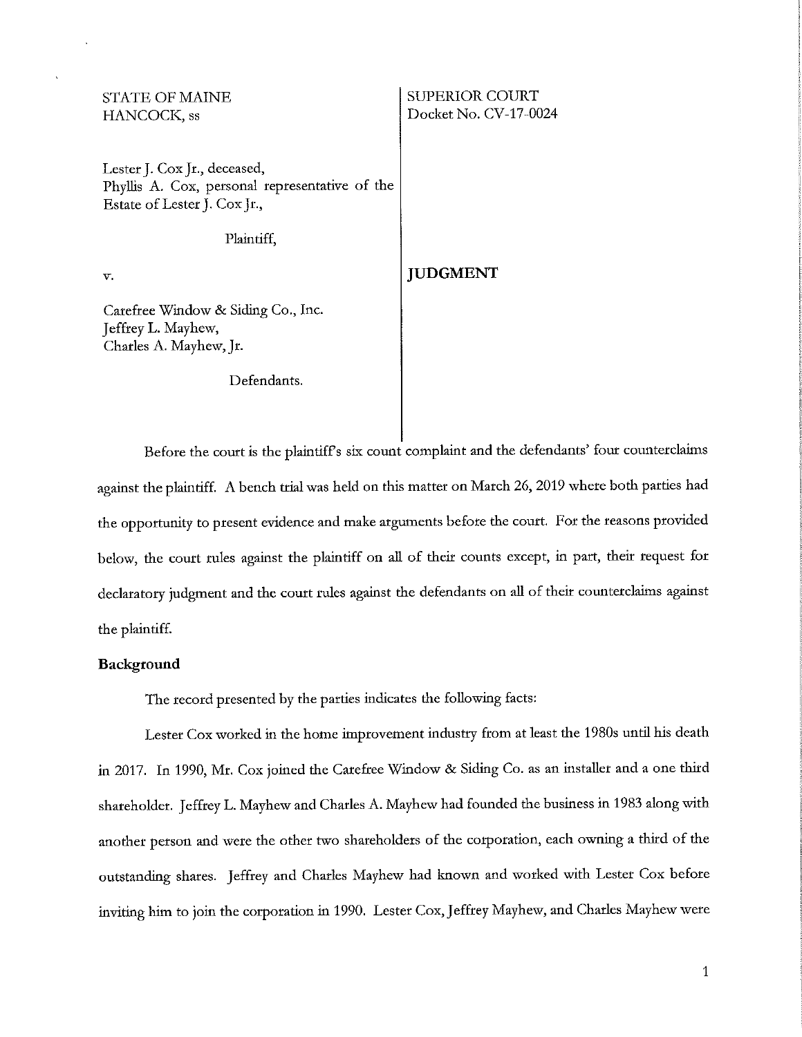STATE OF MAINE
HANCOCK, ss

SUPERIOR COURT
Docket No. CV-17-0024

Lester J. Cox Jr., deceased,
Phyllis A. Cox, personal representative of the Estate of Lester J. Cox Jr.,

Plaintiff,

v.

Carefree Window & Siding Co., Inc.
Jeffrey L. Mayhew,
Charles A. Mayhew, Jr.

Defendants.

**JUDGMENT**

Before the court is the plaintiff's six count complaint and the defendants' four counterclaims against the plaintiff. A bench trial was held on this matter on March 26, 2019 where both parties had the opportunity to present evidence and make arguments before the court. For the reasons provided below, the court rules against the plaintiff on all of their counts except, in part, their request for declaratory judgment and the court rules against the defendants on all of their counterclaims against the plaintiff.

**Background**

The record presented by the parties indicates the following facts:

Lester Cox worked in the home improvement industry from at least the 1980s until his death in 2017. In 1990, Mr. Cox joined the Carefree Window & Siding Co. as an installer and a one third shareholder. Jeffrey L. Mayhew and Charles A. Mayhew had founded the business in 1983 along with another person and were the other two shareholders of the corporation, each owning a third of the outstanding shares. Jeffrey and Charles Mayhew had known and worked with Lester Cox before inviting him to join the corporation in 1990. Lester Cox, Jeffrey Mayhew, and Charles Mayhew were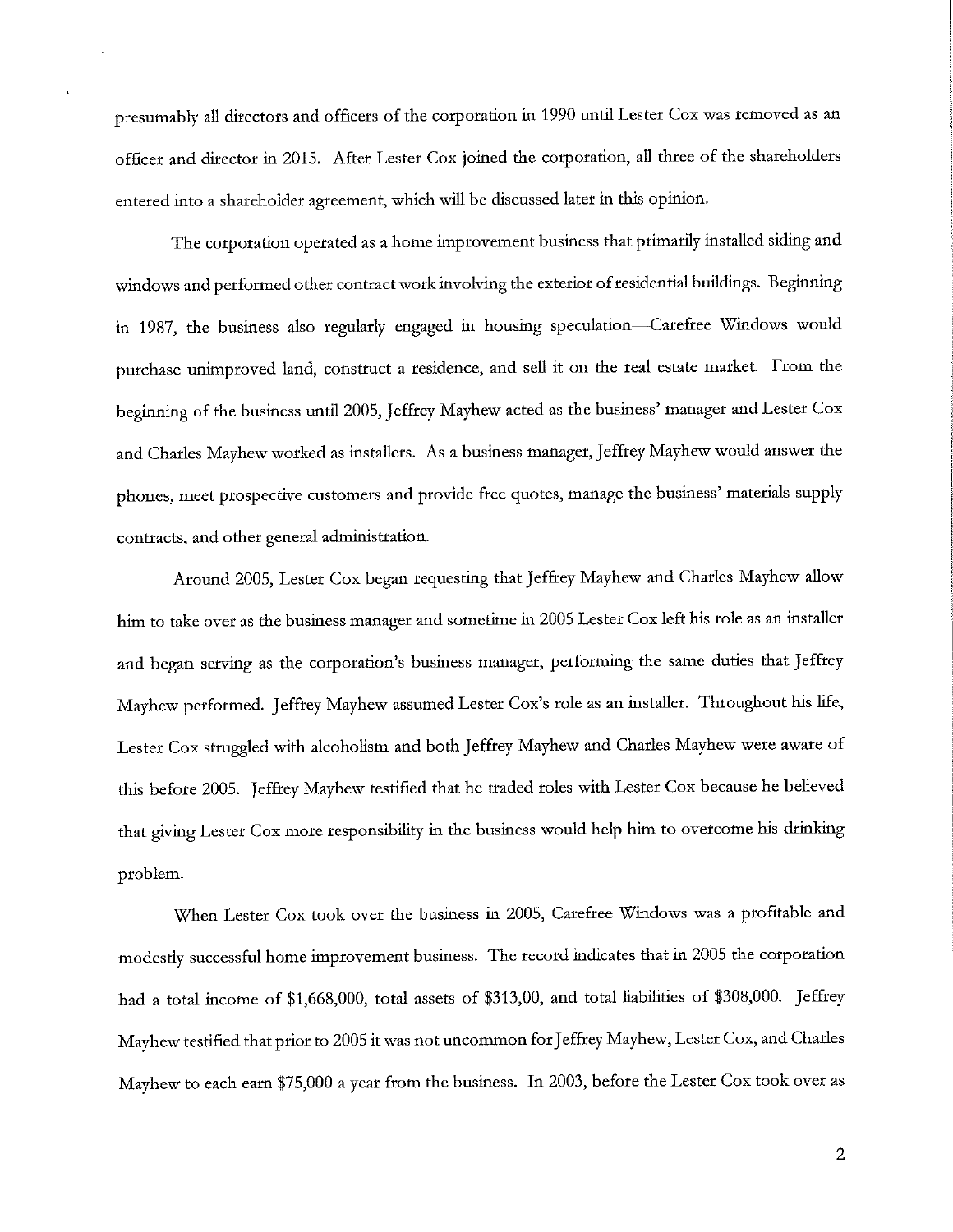presumably all directors and officers of the corporation in 1990 until Lester Cox was removed as an officer and director in 2015. After Lester Cox joined the corporation, all three of the shareholders entered into a shareholder agreement, which will be discussed later in this opinion.

The corporation operated as a home improvement business that primarily installed siding and windows and performed other contract work involving the exterior of residential buildings. Beginning in 1987, the business also regularly engaged in housing speculation—Carefree Windows would purchase unimproved land, construct a residence, and sell it on the real estate market. From the beginning of the business until 2005, Jeffrey Mayhew acted as the business' manager and Lester Cox and Charles Mayhew worked as installers. As a business manager, Jeffrey Mayhew would answer the phones, meet prospective customers and provide free quotes, manage the business' materials supply contracts, and other general administration.

Around 2005, Lester Cox began requesting that Jeffrey Mayhew and Charles Mayhew allow him to take over as the business manager and sometime in 2005 Lester Cox left his role as an installer and began serving as the corporation's business manager, performing the same duties that Jeffrey Mayhew performed. Jeffrey Mayhew assumed Lester Cox's role as an installer. Throughout his life, Lester Cox struggled with alcoholism and both Jeffrey Mayhew and Charles Mayhew were aware of this before 2005. Jeffrey Mayhew testified that he traded roles with Lester Cox because he believed that giving Lester Cox more responsibility in the business would help him to overcome his drinking problem.

When Lester Cox took over the business in 2005, Carefree Windows was a profitable and modestly successful home improvement business. The record indicates that in 2005 the corporation had a total income of $1,668,000, total assets of $313,00, and total liabilities of $308,000. Jeffrey Mayhew testified that prior to 2005 it was not uncommon for Jeffrey Mayhew, Lester Cox, and Charles Mayhew to each earn $75,000 a year from the business. In 2003, before the Lester Cox took over as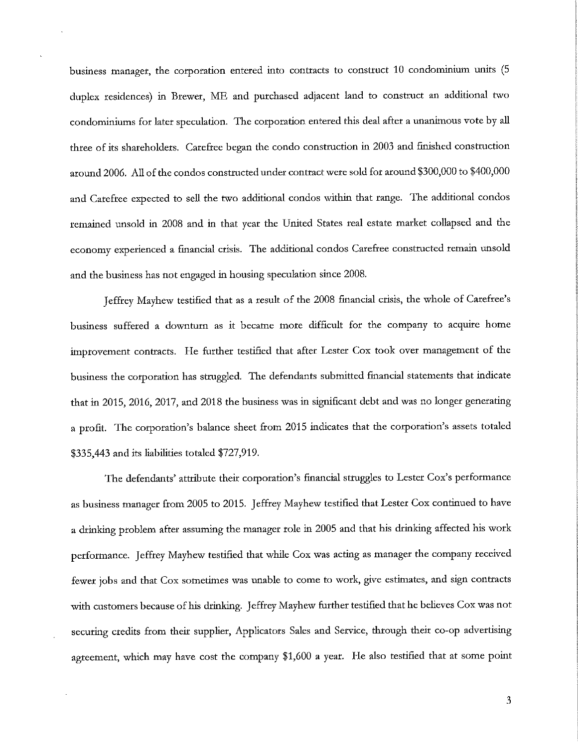business manager, the corporation entered into contracts to construct 10 condominium units (5 duplex residences) in Brewer, ME and purchased adjacent land to construct an additional two condominiums for later speculation. The corporation entered this deal after a unanimous vote by all three of its shareholders. Carefree began the condo construction in 2003 and finished construction around 2006. All of the condos constructed under contract were sold for around $300,000 to $400,000 and Carefree expected to sell the two additional condos within that range. The additional condos remained unsold in 2008 and in that year the United States real estate market collapsed and the economy experienced a financial crisis. The additional condos Carefree constructed remain unsold and the business has not engaged in housing speculation since 2008.

Jeffrey Mayhew testified that as a result of the 2008 financial crisis, the whole of Carefree's business suffered a downturn as it became more difficult for the company to acquire home improvement contracts. He further testified that after Lester Cox took over management of the business the corporation has struggled. The defendants submitted financial statements that indicate that in 2015, 2016, 2017, and 2018 the business was in significant debt and was no longer generating a profit. The corporation's balance sheet from 2015 indicates that the corporation's assets totaled $335,443 and its liabilities totaled $727,919.

The defendants' attribute their corporation's financial struggles to Lester Cox's performance as business manager from 2005 to 2015. Jeffrey Mayhew testified that Lester Cox continued to have a drinking problem after assuming the manager role in 2005 and that his drinking affected his work performance. Jeffrey Mayhew testified that while Cox was acting as manager the company received fewer jobs and that Cox sometimes was unable to come to work, give estimates, and sign contracts with customers because of his drinking. Jeffrey Mayhew further testified that he believes Cox was not securing credits from their supplier, Applicators Sales and Service, through their co-op advertising agreement, which may have cost the company $1,600 a year. He also testified that at some point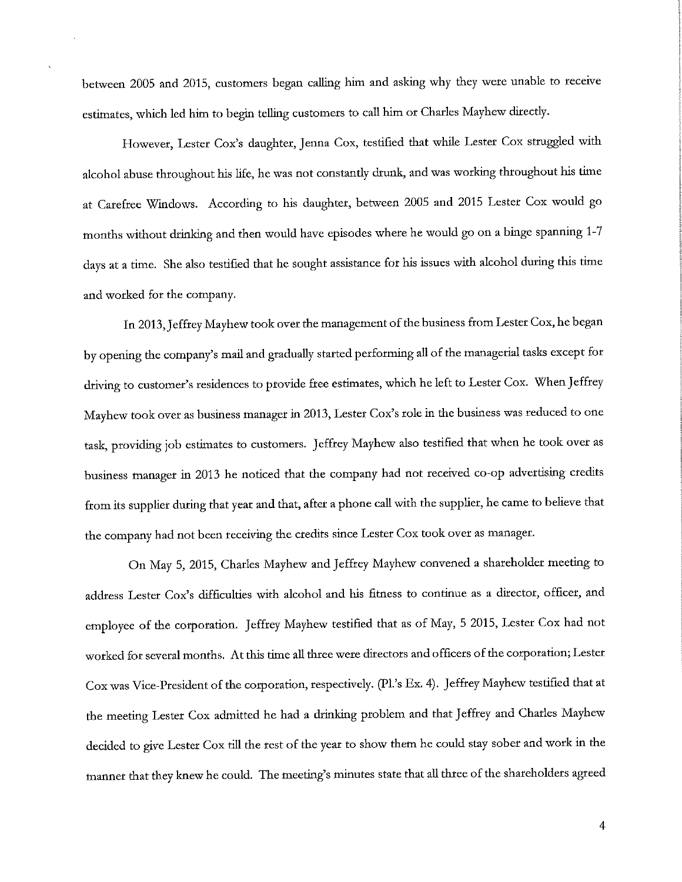between 2005 and 2015, customers began calling him and asking why they were unable to receive estimates, which led him to begin telling customers to call him or Charles Mayhew directly.

However, Lester Cox's daughter, Jenna Cox, testified that while Lester Cox struggled with alcohol abuse throughout his life, he was not constantly drunk, and was working throughout his time at Carefree Windows. According to his daughter, between 2005 and 2015 Lester Cox would go months without drinking and then would have episodes where he would go on a binge spanning 1-7 days at a time. She also testified that he sought assistance for his issues with alcohol during this time and worked for the company.

In 2013, Jeffrey Mayhew took over the management of the business from Lester Cox, he began by opening the company's mail and gradually started performing all of the managerial tasks except for driving to customer's residences to provide free estimates, which he left to Lester Cox. When Jeffrey Mayhew took over as business manager in 2013, Lester Cox's role in the business was reduced to one task, providing job estimates to customers. Jeffrey Mayhew also testified that when he took over as business manager in 2013 he noticed that the company had not received co-op advertising credits from its supplier during that year and that, after a phone call with the supplier, he came to believe that the company had not been receiving the credits since Lester Cox took over as manager.

On May 5, 2015, Charles Mayhew and Jeffrey Mayhew convened a shareholder meeting to address Lester Cox's difficulties with alcohol and his fitness to continue as a director, officer, and employee of the corporation. Jeffrey Mayhew testified that as of May, 5 2015, Lester Cox had not worked for several months. At this time all three were directors and officers of the corporation; Lester Cox was Vice-President of the corporation, respectively. (Pl.'s Ex. 4). Jeffrey Mayhew testified that at the meeting Lester Cox admitted he had a drinking problem and that Jeffrey and Charles Mayhew decided to give Lester Cox till the rest of the year to show them he could stay sober and work in the manner that they knew he could. The meeting's minutes state that all three of the shareholders agreed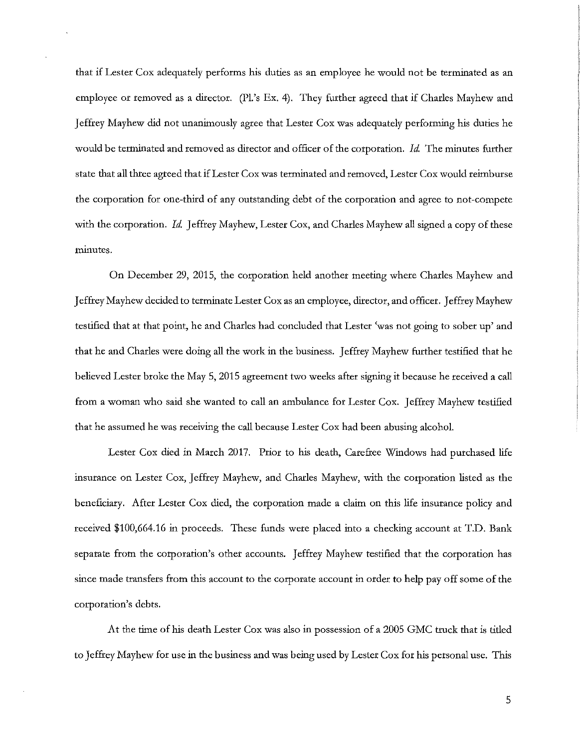that if Lester Cox adequately performs his duties as an employee he would not be terminated as an employee or removed as a director. (Pl.'s Ex. 4). They further agreed that if Charles Mayhew and Jeffrey Mayhew did not unanimously agree that Lester Cox was adequately performing his duties he would be terminated and removed as director and officer of the corporation. *Id.* The minutes further state that all three agreed that if Lester Cox was terminated and removed, Lester Cox would reimburse the corporation for one-third of any outstanding debt of the corporation and agree to not-compete with the corporation. *Id.* Jeffrey Mayhew, Lester Cox, and Charles Mayhew all signed a copy of these minutes.

On December 29, 2015, the corporation held another meeting where Charles Mayhew and Jeffrey Mayhew decided to terminate Lester Cox as an employee, director, and officer. Jeffrey Mayhew testified that at that point, he and Charles had concluded that Lester 'was not going to sober up' and that he and Charles were doing all the work in the business. Jeffrey Mayhew further testified that he believed Lester broke the May 5, 2015 agreement two weeks after signing it because he received a call from a woman who said she wanted to call an ambulance for Lester Cox. Jeffrey Mayhew testified that he assumed he was receiving the call because Lester Cox had been abusing alcohol.

Lester Cox died in March 2017. Prior to his death, Carefree Windows had purchased life insurance on Lester Cox, Jeffrey Mayhew, and Charles Mayhew, with the corporation listed as the beneficiary. After Lester Cox died, the corporation made a claim on this life insurance policy and received $100,664.16 in proceeds. These funds were placed into a checking account at T.D. Bank separate from the corporation's other accounts. Jeffrey Mayhew testified that the corporation has since made transfers from this account to the corporate account in order to help pay off some of the corporation's debts.

At the time of his death Lester Cox was also in possession of a 2005 GMC truck that is titled to Jeffrey Mayhew for use in the business and was being used by Lester Cox for his personal use. This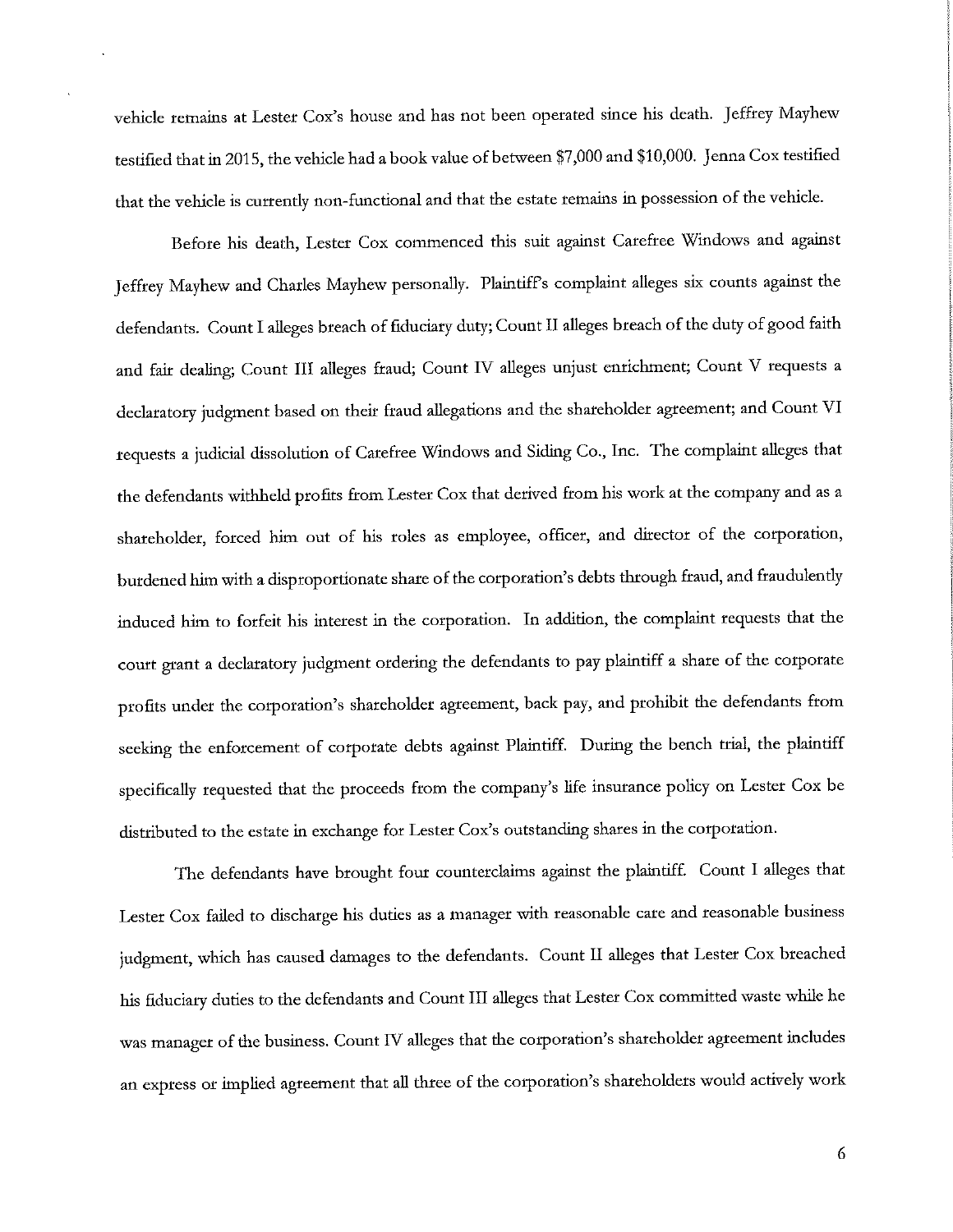vehicle remains at Lester Cox's house and has not been operated since his death. Jeffrey Mayhew testified that in 2015, the vehicle had a book value of between $7,000 and $10,000. Jenna Cox testified that the vehicle is currently non-functional and that the estate remains in possession of the vehicle.

Before his death, Lester Cox commenced this suit against Carefree Windows and against Jeffrey Mayhew and Charles Mayhew personally. Plaintiff's complaint alleges six counts against the defendants. Count I alleges breach of fiduciary duty; Count II alleges breach of the duty of good faith and fair dealing; Count III alleges fraud; Count IV alleges unjust enrichment; Count V requests a declaratory judgment based on their fraud allegations and the shareholder agreement; and Count VI requests a judicial dissolution of Carefree Windows and Siding Co., Inc. The complaint alleges that the defendants withheld profits from Lester Cox that derived from his work at the company and as a shareholder, forced him out of his roles as employee, officer, and director of the corporation, burdened him with a disproportionate share of the corporation's debts through fraud, and fraudulently induced him to forfeit his interest in the corporation. In addition, the complaint requests that the court grant a declaratory judgment ordering the defendants to pay plaintiff a share of the corporate profits under the corporation's shareholder agreement, back pay, and prohibit the defendants from seeking the enforcement of corporate debts against Plaintiff. During the bench trial, the plaintiff specifically requested that the proceeds from the company's life insurance policy on Lester Cox be distributed to the estate in exchange for Lester Cox's outstanding shares in the corporation.

The defendants have brought four counterclaims against the plaintiff. Count I alleges that Lester Cox failed to discharge his duties as a manager with reasonable care and reasonable business judgment, which has caused damages to the defendants. Count II alleges that Lester Cox breached his fiduciary duties to the defendants and Count III alleges that Lester Cox committed waste while he was manager of the business. Count IV alleges that the corporation's shareholder agreement includes an express or implied agreement that all three of the corporation's shareholders would actively work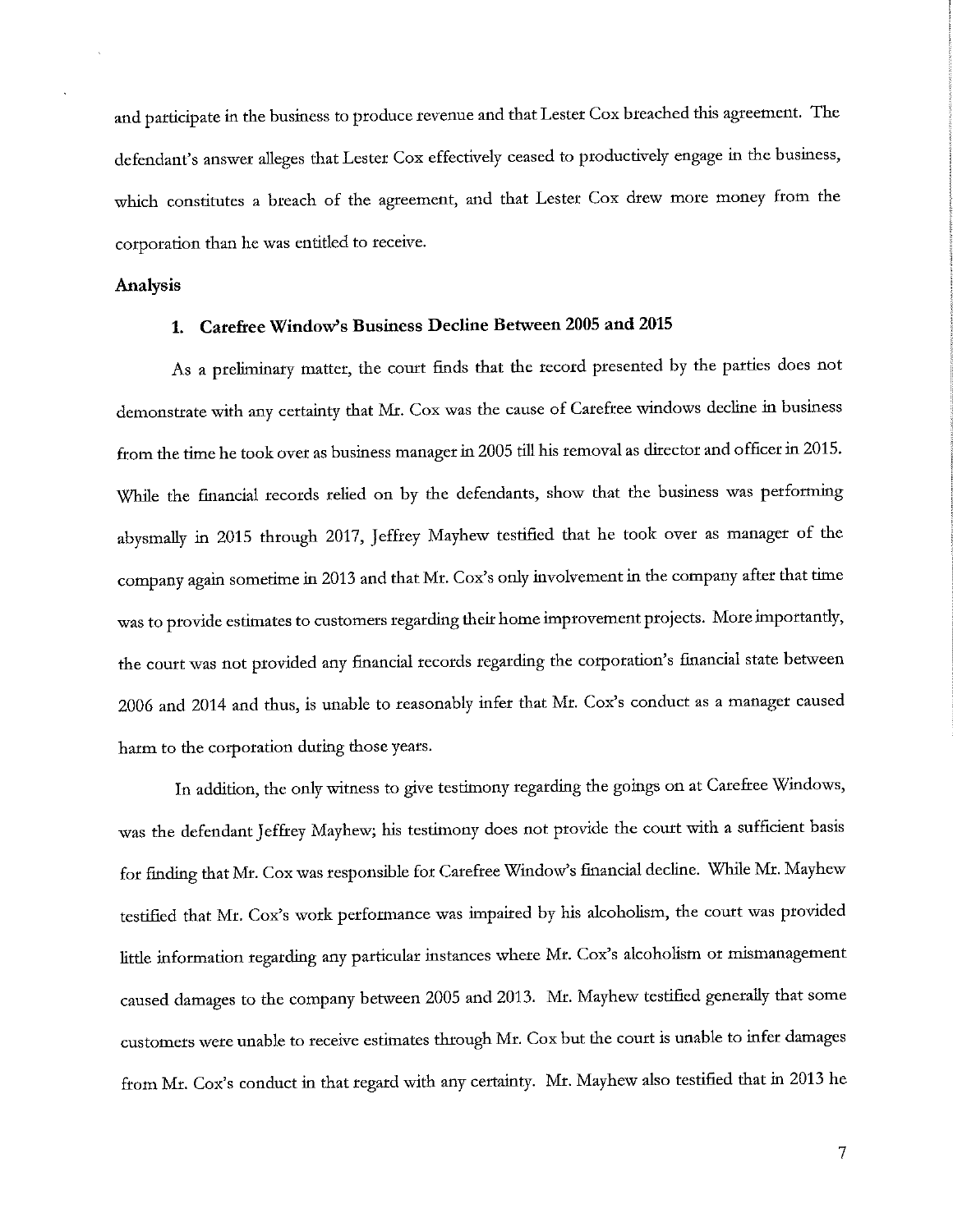and participate in the business to produce revenue and that Lester Cox breached this agreement. The defendant's answer alleges that Lester Cox effectively ceased to productively engage in the business, which constitutes a breach of the agreement, and that Lester Cox drew more money from the corporation than he was entitled to receive.

**Analysis**

**1. Carefree Window's Business Decline Between 2005 and 2015**

As a preliminary matter, the court finds that the record presented by the parties does not demonstrate with any certainty that Mr. Cox was the cause of Carefree windows decline in business from the time he took over as business manager in 2005 till his removal as director and officer in 2015. While the financial records relied on by the defendants, show that the business was performing abysmally in 2015 through 2017, Jeffrey Mayhew testified that he took over as manager of the company again sometime in 2013 and that Mr. Cox's only involvement in the company after that time was to provide estimates to customers regarding their home improvement projects. More importantly, the court was not provided any financial records regarding the corporation's financial state between 2006 and 2014 and thus, is unable to reasonably infer that Mr. Cox's conduct as a manager caused harm to the corporation during those years.

In addition, the only witness to give testimony regarding the goings on at Carefree Windows, was the defendant Jeffrey Mayhew; his testimony does not provide the court with a sufficient basis for finding that Mr. Cox was responsible for Carefree Window's financial decline. While Mr. Mayhew testified that Mr. Cox's work performance was impaired by his alcoholism, the court was provided little information regarding any particular instances where Mr. Cox's alcoholism or mismanagement caused damages to the company between 2005 and 2013. Mr. Mayhew testified generally that some customers were unable to receive estimates through Mr. Cox but the court is unable to infer damages from Mr. Cox's conduct in that regard with any certainty. Mr. Mayhew also testified that in 2013 he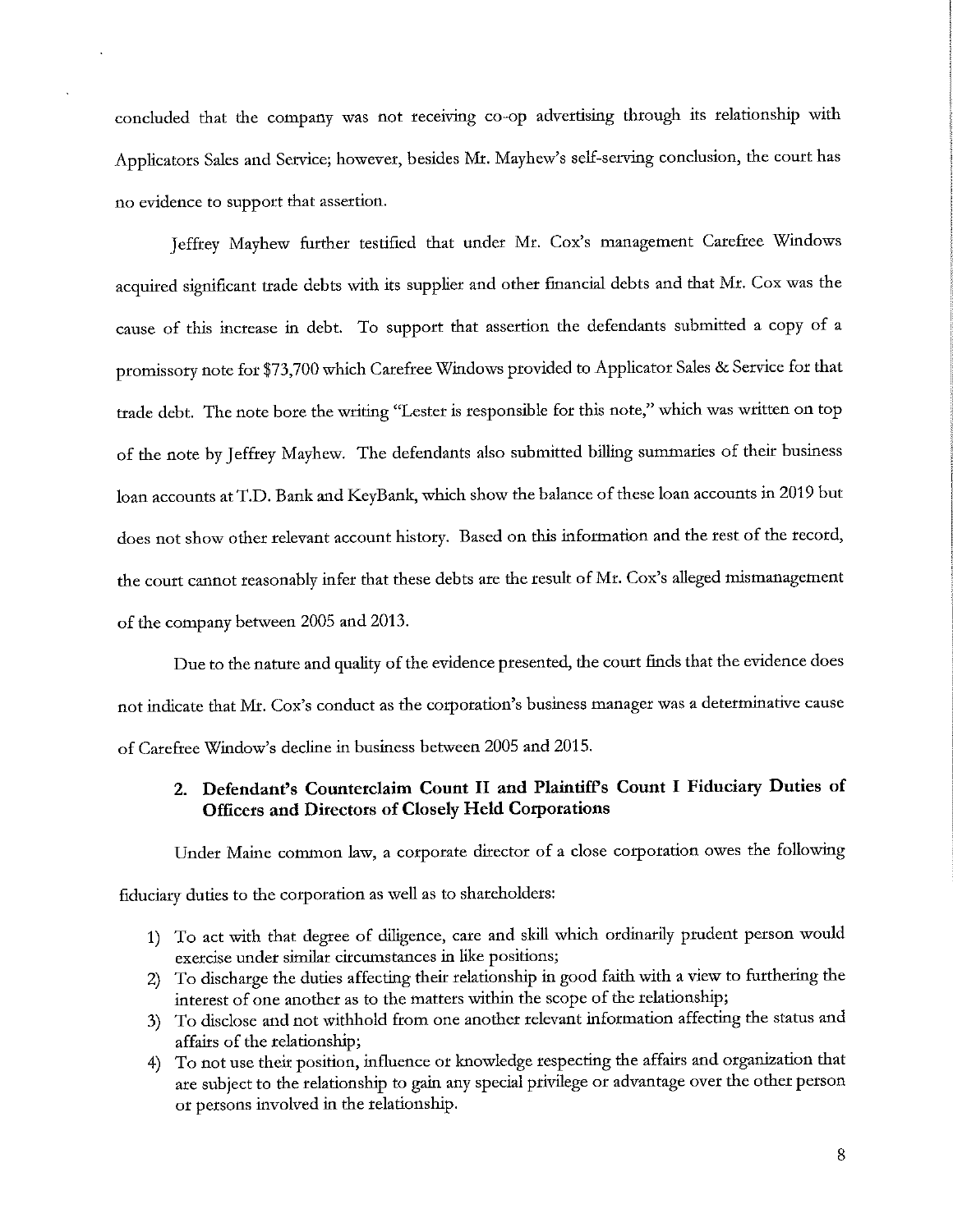concluded that the company was not receiving co-op advertising through its relationship with Applicators Sales and Service; however, besides Mr. Mayhew's self-serving conclusion, the court has no evidence to support that assertion.

Jeffrey Mayhew further testified that under Mr. Cox's management Carefree Windows acquired significant trade debts with its supplier and other financial debts and that Mr. Cox was the cause of this increase in debt. To support that assertion the defendants submitted a copy of a promissory note for $73,700 which Carefree Windows provided to Applicator Sales & Service for that trade debt. The note bore the writing "Lester is responsible for this note," which was written on top of the note by Jeffrey Mayhew. The defendants also submitted billing summaries of their business loan accounts at T.D. Bank and KeyBank, which show the balance of these loan accounts in 2019 but does not show other relevant account history. Based on this information and the rest of the record, the court cannot reasonably infer that these debts are the result of Mr. Cox's alleged mismanagement of the company between 2005 and 2013.

Due to the nature and quality of the evidence presented, the court finds that the evidence does not indicate that Mr. Cox's conduct as the corporation's business manager was a determinative cause of Carefree Window's decline in business between 2005 and 2015.

### 2. Defendant's Counterclaim Count II and Plaintiff's Count I Fiduciary Duties of Officers and Directors of Closely Held Corporations

Under Maine common law, a corporate director of a close corporation owes the following fiduciary duties to the corporation as well as to shareholders:

1) To act with that degree of diligence, care and skill which ordinarily prudent person would exercise under similar circumstances in like positions;
2) To discharge the duties affecting their relationship in good faith with a view to furthering the interest of one another as to the matters within the scope of the relationship;
3) To disclose and not withhold from one another relevant information affecting the status and affairs of the relationship;
4) To not use their position, influence or knowledge respecting the affairs and organization that are subject to the relationship to gain any special privilege or advantage over the other person or persons involved in the relationship.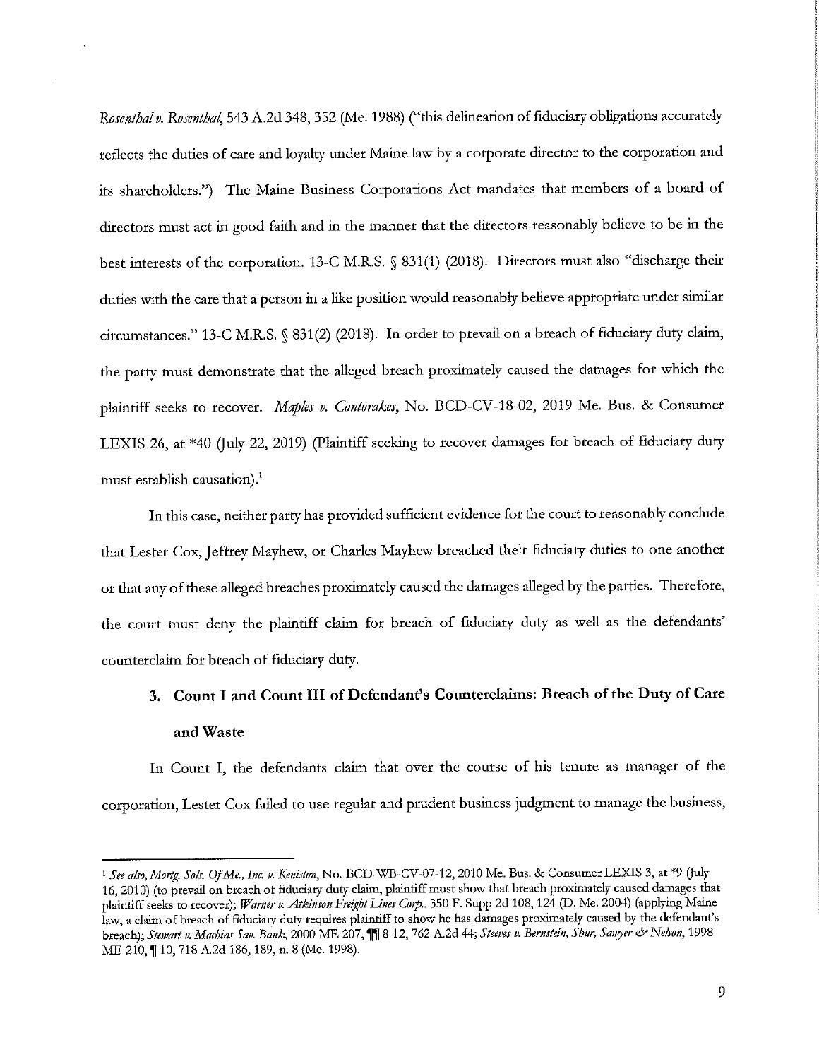*Rosenthal v. Rosenthal*, 543 A.2d 348, 352 (Me. 1988) ("this delineation of fiduciary obligations accurately reflects the duties of care and loyalty under Maine law by a corporate director to the corporation and its shareholders.") The Maine Business Corporations Act mandates that members of a board of directors must act in good faith and in the manner that the directors reasonably believe to be in the best interests of the corporation. 13-C M.R.S. § 831(1) (2018). Directors must also "discharge their duties with the care that a person in a like position would reasonably believe appropriate under similar circumstances." 13-C M.R.S. § 831(2) (2018). In order to prevail on a breach of fiduciary duty claim, the party must demonstrate that the alleged breach proximately caused the damages for which the plaintiff seeks to recover. *Maples v. Contorakes*, No. BCD-CV-18-02, 2019 Me. Bus. & Consumer LEXIS 26, at *40 (July 22, 2019) (Plaintiff seeking to recover damages for breach of fiduciary duty must establish causation).[1]

In this case, neither party has provided sufficient evidence for the court to reasonably conclude that Lester Cox, Jeffrey Mayhew, or Charles Mayhew breached their fiduciary duties to one another or that any of these alleged breaches proximately caused the damages alleged by the parties. Therefore, the court must deny the plaintiff claim for breach of fiduciary duty as well as the defendants' counterclaim for breach of fiduciary duty.

### 3. Count I and Count III of Defendant's Counterclaims: Breach of the Duty of Care and Waste

In Count I, the defendants claim that over the course of his tenure as manager of the corporation, Lester Cox failed to use regular and prudent business judgment to manage the business,

---

[1] *See also*, *Mortg. Sols. Of Me., Inc. v. Keniston*, No. BCD-WB-CV-07-12, 2010 Me. Bus. & Consumer LEXIS 3, at *9 (July 16, 2010) (to prevail on breach of fiduciary duty claim, plaintiff must show that breach proximately caused damages that plaintiff seeks to recover); *Warner v. Atkinson Freight Lines Corp.*, 350 F. Supp 2d 108, 124 (D. Me. 2004) (applying Maine law, a claim of breach of fiduciary duty requires plaintiff to show he has damages proximately caused by the defendant's breach); *Stewart v. Machias Sav. Bank*, 2000 ME 207, ¶¶ 8-12, 762 A.2d 44; *Steeves v. Bernstein, Shur, Sawyer & Nelson*, 1998 ME 210, ¶ 10, 718 A.2d 186, 189, n. 8 (Me. 1998).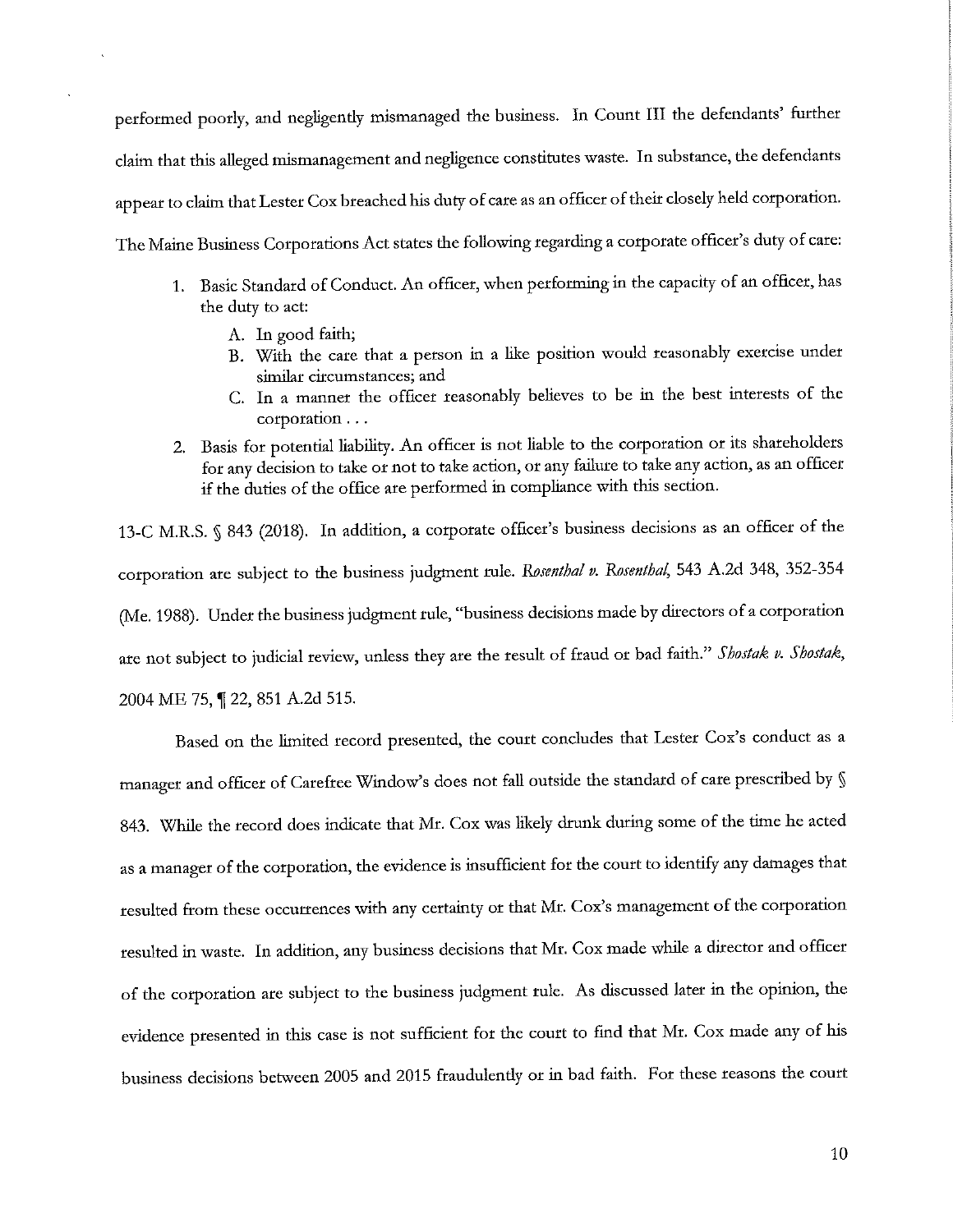performed poorly, and negligently mismanaged the business. In Count III the defendants' further claim that this alleged mismanagement and negligence constitutes waste. In substance, the defendants appear to claim that Lester Cox breached his duty of care as an officer of their closely held corporation. The Maine Business Corporations Act states the following regarding a corporate officer's duty of care:

1. Basic Standard of Conduct. An officer, when performing in the capacity of an officer, has the duty to act:
   - A. In good faith;
   - B. With the care that a person in a like position would reasonably exercise under similar circumstances; and
   - C. In a manner the officer reasonably believes to be in the best interests of the corporation . . .
2. Basis for potential liability. An officer is not liable to the corporation or its shareholders for any decision to take or not to take action, or any failure to take any action, as an officer if the duties of the office are performed in compliance with this section.

13-C M.R.S. § 843 (2018). In addition, a corporate officer's business decisions as an officer of the corporation are subject to the business judgment rule. *Rosenthal v. Rosenthal*, 543 A.2d 348, 352-354 (Me. 1988). Under the business judgment rule, "business decisions made by directors of a corporation are not subject to judicial review, unless they are the result of fraud or bad faith." *Shostak v. Shostak*, 2004 ME 75, ¶ 22, 851 A.2d 515.

Based on the limited record presented, the court concludes that Lester Cox's conduct as a manager and officer of Carefree Window's does not fall outside the standard of care prescribed by § 843. While the record does indicate that Mr. Cox was likely drunk during some of the time he acted as a manager of the corporation, the evidence is insufficient for the court to identify any damages that resulted from these occurrences with any certainty or that Mr. Cox's management of the corporation resulted in waste. In addition, any business decisions that Mr. Cox made while a director and officer of the corporation are subject to the business judgment rule. As discussed later in the opinion, the evidence presented in this case is not sufficient for the court to find that Mr. Cox made any of his business decisions between 2005 and 2015 fraudulently or in bad faith. For these reasons the court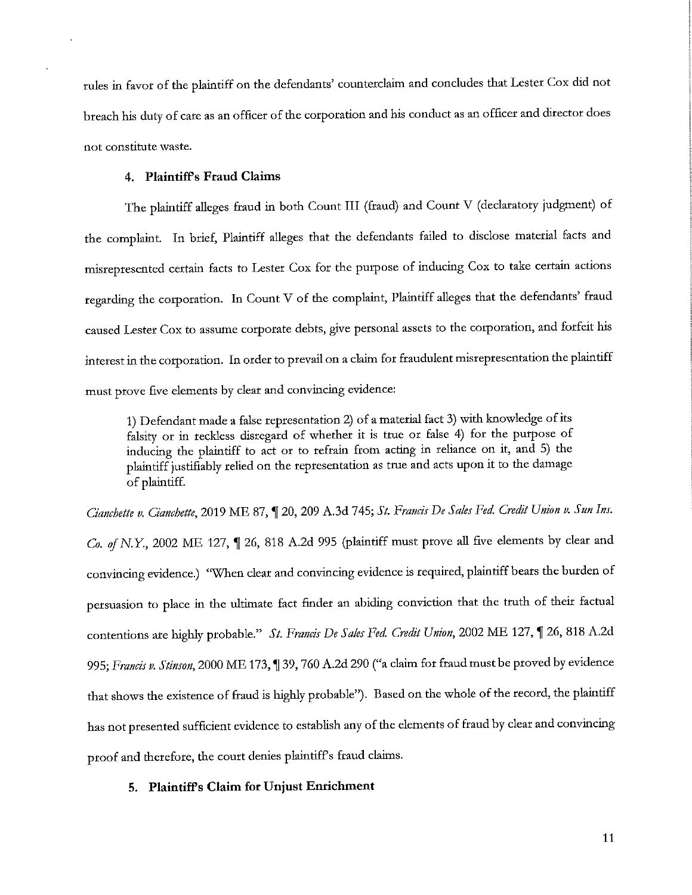rules in favor of the plaintiff on the defendants' counterclaim and concludes that Lester Cox did not breach his duty of care as an officer of the corporation and his conduct as an officer and director does not constitute waste.

### 4. Plaintiff's Fraud Claims

The plaintiff alleges fraud in both Count III (fraud) and Count V (declaratory judgment) of the complaint. In brief, Plaintiff alleges that the defendants failed to disclose material facts and misrepresented certain facts to Lester Cox for the purpose of inducing Cox to take certain actions regarding the corporation. In Count V of the complaint, Plaintiff alleges that the defendants' fraud caused Lester Cox to assume corporate debts, give personal assets to the corporation, and forfeit his interest in the corporation. In order to prevail on a claim for fraudulent misrepresentation the plaintiff must prove five elements by clear and convincing evidence:

> 1) Defendant made a false representation 2) of a material fact 3) with knowledge of its falsity or in reckless disregard of whether it is true or false 4) for the purpose of inducing the plaintiff to act or to refrain from acting in reliance on it, and 5) the plaintiff justifiably relied on the representation as true and acts upon it to the damage of plaintiff.

*Cianchette v. Cianchette*, 2019 ME 87, ¶ 20, 209 A.3d 745; *St. Francis De Sales Fed. Credit Union v. Sun Ins. Co. of N.Y.*, 2002 ME 127, ¶ 26, 818 A.2d 995 (plaintiff must prove all five elements by clear and convincing evidence.) "When clear and convincing evidence is required, plaintiff bears the burden of persuasion to place in the ultimate fact finder an abiding conviction that the truth of their factual contentions are highly probable." *St. Francis De Sales Fed. Credit Union*, 2002 ME 127, ¶ 26, 818 A.2d 995; *Francis v. Stinson*, 2000 ME 173, ¶ 39, 760 A.2d 290 ("a claim for fraud must be proved by evidence that shows the existence of fraud is highly probable"). Based on the whole of the record, the plaintiff has not presented sufficient evidence to establish any of the elements of fraud by clear and convincing proof and therefore, the court denies plaintiff's fraud claims.

### 5. Plaintiff's Claim for Unjust Enrichment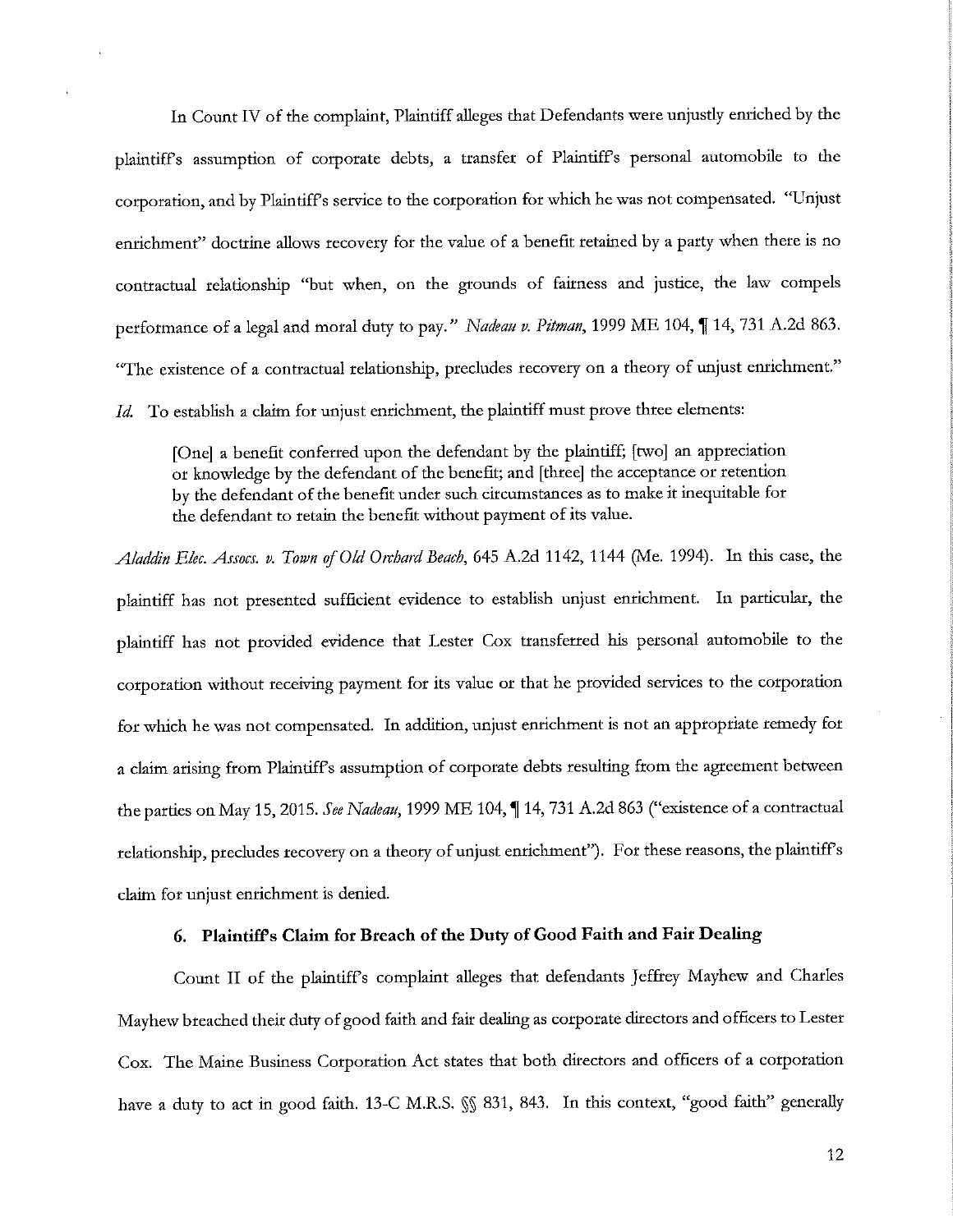In Count IV of the complaint, Plaintiff alleges that Defendants were unjustly enriched by the plaintiff's assumption of corporate debts, a transfer of Plaintiff's personal automobile to the corporation, and by Plaintiff's service to the corporation for which he was not compensated. "Unjust enrichment" doctrine allows recovery for the value of a benefit retained by a party when there is no contractual relationship "but when, on the grounds of fairness and justice, the law compels performance of a legal and moral duty to pay." *Nadeau v. Pitman*, 1999 ME 104, ¶ 14, 731 A.2d 863. "The existence of a contractual relationship, precludes recovery on a theory of unjust enrichment." *Id.* To establish a claim for unjust enrichment, the plaintiff must prove three elements:

> [One] a benefit conferred upon the defendant by the plaintiff; [two] an appreciation or knowledge by the defendant of the benefit; and [three] the acceptance or retention by the defendant of the benefit under such circumstances as to make it inequitable for the defendant to retain the benefit without payment of its value.

*Aladdin Elec. Assocs. v. Town of Old Orchard Beach*, 645 A.2d 1142, 1144 (Me. 1994). In this case, the plaintiff has not presented sufficient evidence to establish unjust enrichment. In particular, the plaintiff has not provided evidence that Lester Cox transferred his personal automobile to the corporation without receiving payment for its value or that he provided services to the corporation for which he was not compensated. In addition, unjust enrichment is not an appropriate remedy for a claim arising from Plaintiff's assumption of corporate debts resulting from the agreement between the parties on May 15, 2015. *See Nadeau*, 1999 ME 104, ¶ 14, 731 A.2d 863 ("existence of a contractual relationship, precludes recovery on a theory of unjust enrichment"). For these reasons, the plaintiff's claim for unjust enrichment is denied.

### 6. Plaintiff's Claim for Breach of the Duty of Good Faith and Fair Dealing

Count II of the plaintiff's complaint alleges that defendants Jeffrey Mayhew and Charles Mayhew breached their duty of good faith and fair dealing as corporate directors and officers to Lester Cox. The Maine Business Corporation Act states that both directors and officers of a corporation have a duty to act in good faith. 13-C M.R.S. §§ 831, 843. In this context, "good faith" generally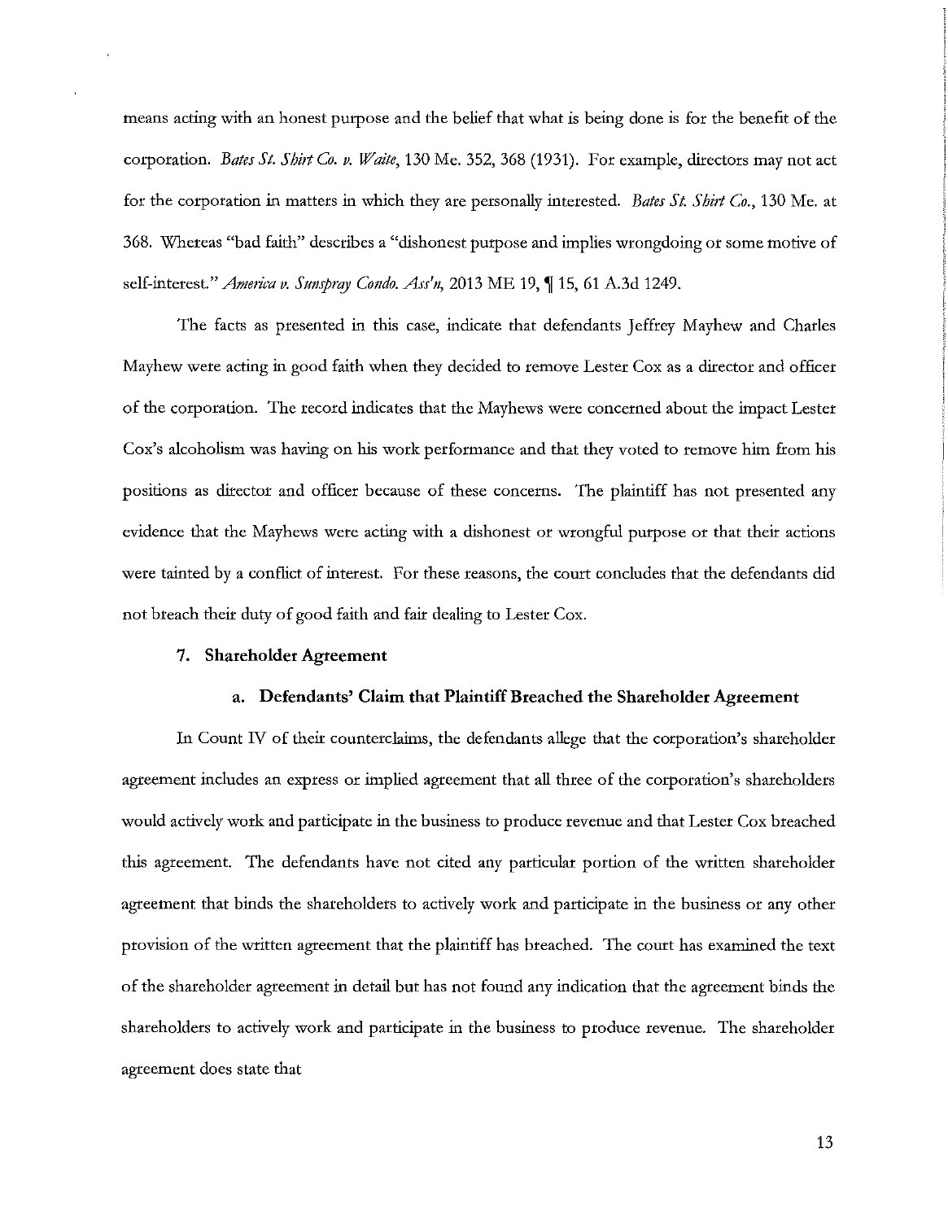means acting with an honest purpose and the belief that what is being done is for the benefit of the corporation. *Bates St. Shirt Co. v. Waite*, 130 Me. 352, 368 (1931). For example, directors may not act for the corporation in matters in which they are personally interested. *Bates St. Shirt Co.*, 130 Me. at 368. Whereas "bad faith" describes a "dishonest purpose and implies wrongdoing or some motive of self-interest." *America v. Sunspray Condo. Ass'n*, 2013 ME 19, ¶ 15, 61 A.3d 1249.

The facts as presented in this case, indicate that defendants Jeffrey Mayhew and Charles Mayhew were acting in good faith when they decided to remove Lester Cox as a director and officer of the corporation. The record indicates that the Mayhews were concerned about the impact Lester Cox's alcoholism was having on his work performance and that they voted to remove him from his positions as director and officer because of these concerns. The plaintiff has not presented any evidence that the Mayhews were acting with a dishonest or wrongful purpose or that their actions were tainted by a conflict of interest. For these reasons, the court concludes that the defendants did not breach their duty of good faith and fair dealing to Lester Cox.

### 7. Shareholder Agreement

#### a. Defendants' Claim that Plaintiff Breached the Shareholder Agreement

In Count IV of their counterclaims, the defendants allege that the corporation's shareholder agreement includes an express or implied agreement that all three of the corporation's shareholders would actively work and participate in the business to produce revenue and that Lester Cox breached this agreement. The defendants have not cited any particular portion of the written shareholder agreement that binds the shareholders to actively work and participate in the business or any other provision of the written agreement that the plaintiff has breached. The court has examined the text of the shareholder agreement in detail but has not found any indication that the agreement binds the shareholders to actively work and participate in the business to produce revenue. The shareholder agreement does state that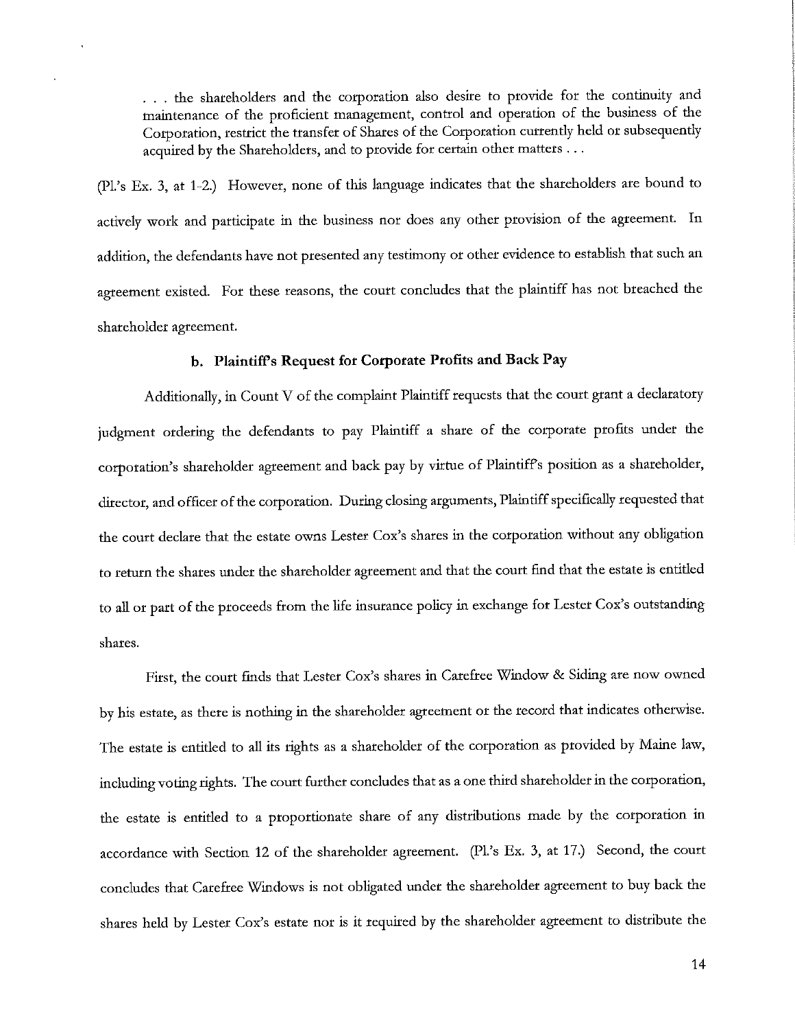> . . . the shareholders and the corporation also desire to provide for the continuity and maintenance of the proficient management, control and operation of the business of the Corporation, restrict the transfer of Shares of the Corporation currently held or subsequently acquired by the Shareholders, and to provide for certain other matters . . .

(Pl.'s Ex. 3, at 1-2.) However, none of this language indicates that the shareholders are bound to actively work and participate in the business nor does any other provision of the agreement. In addition, the defendants have not presented any testimony or other evidence to establish that such an agreement existed. For these reasons, the court concludes that the plaintiff has not breached the shareholder agreement.

**b. Plaintiff's Request for Corporate Profits and Back Pay**

Additionally, in Count V of the complaint Plaintiff requests that the court grant a declaratory judgment ordering the defendants to pay Plaintiff a share of the corporate profits under the corporation's shareholder agreement and back pay by virtue of Plaintiff's position as a shareholder, director, and officer of the corporation. During closing arguments, Plaintiff specifically requested that the court declare that the estate owns Lester Cox's shares in the corporation without any obligation to return the shares under the shareholder agreement and that the court find that the estate is entitled to all or part of the proceeds from the life insurance policy in exchange for Lester Cox's outstanding shares.

First, the court finds that Lester Cox's shares in Carefree Window & Siding are now owned by his estate, as there is nothing in the shareholder agreement or the record that indicates otherwise. The estate is entitled to all its rights as a shareholder of the corporation as provided by Maine law, including voting rights. The court further concludes that as a one third shareholder in the corporation, the estate is entitled to a proportionate share of any distributions made by the corporation in accordance with Section 12 of the shareholder agreement. (Pl.'s Ex. 3, at 17.) Second, the court concludes that Carefree Windows is not obligated under the shareholder agreement to buy back the shares held by Lester Cox's estate nor is it required by the shareholder agreement to distribute the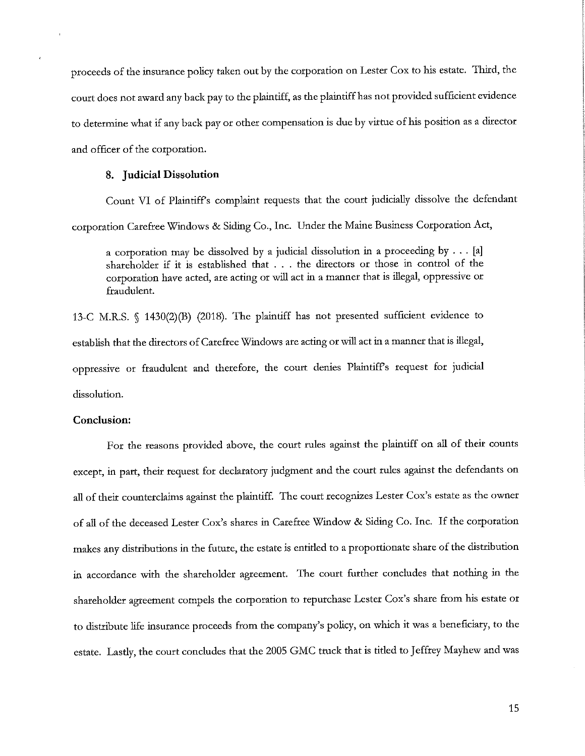proceeds of the insurance policy taken out by the corporation on Lester Cox to his estate. Third, the court does not award any back pay to the plaintiff, as the plaintiff has not provided sufficient evidence to determine what if any back pay or other compensation is due by virtue of his position as a director and officer of the corporation.

### 8. Judicial Dissolution

Count VI of Plaintiff's complaint requests that the court judicially dissolve the defendant corporation Carefree Windows & Siding Co., Inc. Under the Maine Business Corporation Act,

> a corporation may be dissolved by a judicial dissolution in a proceeding by . . . [a] shareholder if it is established that . . . the directors or those in control of the corporation have acted, are acting or will act in a manner that is illegal, oppressive or fraudulent.

13-C M.R.S. § 1430(2)(B) (2018). The plaintiff has not presented sufficient evidence to establish that the directors of Carefree Windows are acting or will act in a manner that is illegal, oppressive or fraudulent and therefore, the court denies Plaintiff's request for judicial dissolution.

## Conclusion:

For the reasons provided above, the court rules against the plaintiff on all of their counts except, in part, their request for declaratory judgment and the court rules against the defendants on all of their counterclaims against the plaintiff. The court recognizes Lester Cox's estate as the owner of all of the deceased Lester Cox's shares in Carefree Window & Siding Co. Inc. If the corporation makes any distributions in the future, the estate is entitled to a proportionate share of the distribution in accordance with the shareholder agreement. The court further concludes that nothing in the shareholder agreement compels the corporation to repurchase Lester Cox's share from his estate or to distribute life insurance proceeds from the company's policy, on which it was a beneficiary, to the estate. Lastly, the court concludes that the 2005 GMC truck that is titled to Jeffrey Mayhew and was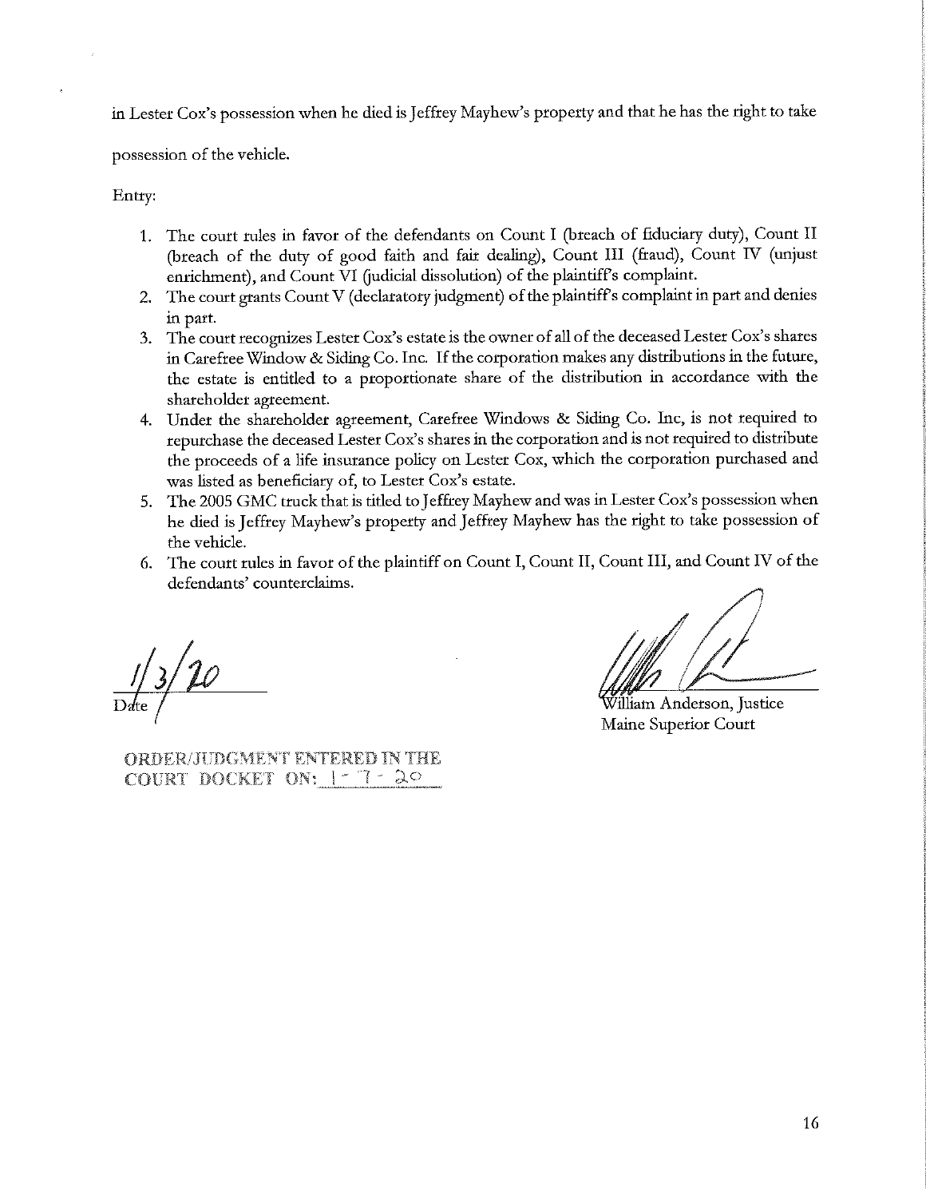in Lester Cox's possession when he died is Jeffrey Mayhew's property and that he has the right to take possession of the vehicle.

Entry:

1. The court rules in favor of the defendants on Count I (breach of fiduciary duty), Count II (breach of the duty of good faith and fair dealing), Count III (fraud), Count IV (unjust enrichment), and Count VI (judicial dissolution) of the plaintiff's complaint.
2. The court grants Count V (declaratory judgment) of the plaintiff's complaint in part and denies in part.
3. The court recognizes Lester Cox's estate is the owner of all of the deceased Lester Cox's shares in Carefree Window & Siding Co. Inc. If the corporation makes any distributions in the future, the estate is entitled to a proportionate share of the distribution in accordance with the shareholder agreement.
4. Under the shareholder agreement, Carefree Windows & Siding Co. Inc, is not required to repurchase the deceased Lester Cox's shares in the corporation and is not required to distribute the proceeds of a life insurance policy on Lester Cox, which the corporation purchased and was listed as beneficiary of, to Lester Cox's estate.
5. The 2005 GMC truck that is titled to Jeffrey Mayhew and was in Lester Cox's possession when he died is Jeffrey Mayhew's property and Jeffrey Mayhew has the right to take possession of the vehicle.
6. The court rules in favor of the plaintiff on Count I, Count II, Count III, and Count IV of the defendants' counterclaims.

1/3/20
Date

William Anderson, Justice
Maine Superior Court

ORDER/JUDGMENT ENTERED IN THE COURT DOCKET ON: 1-7-20